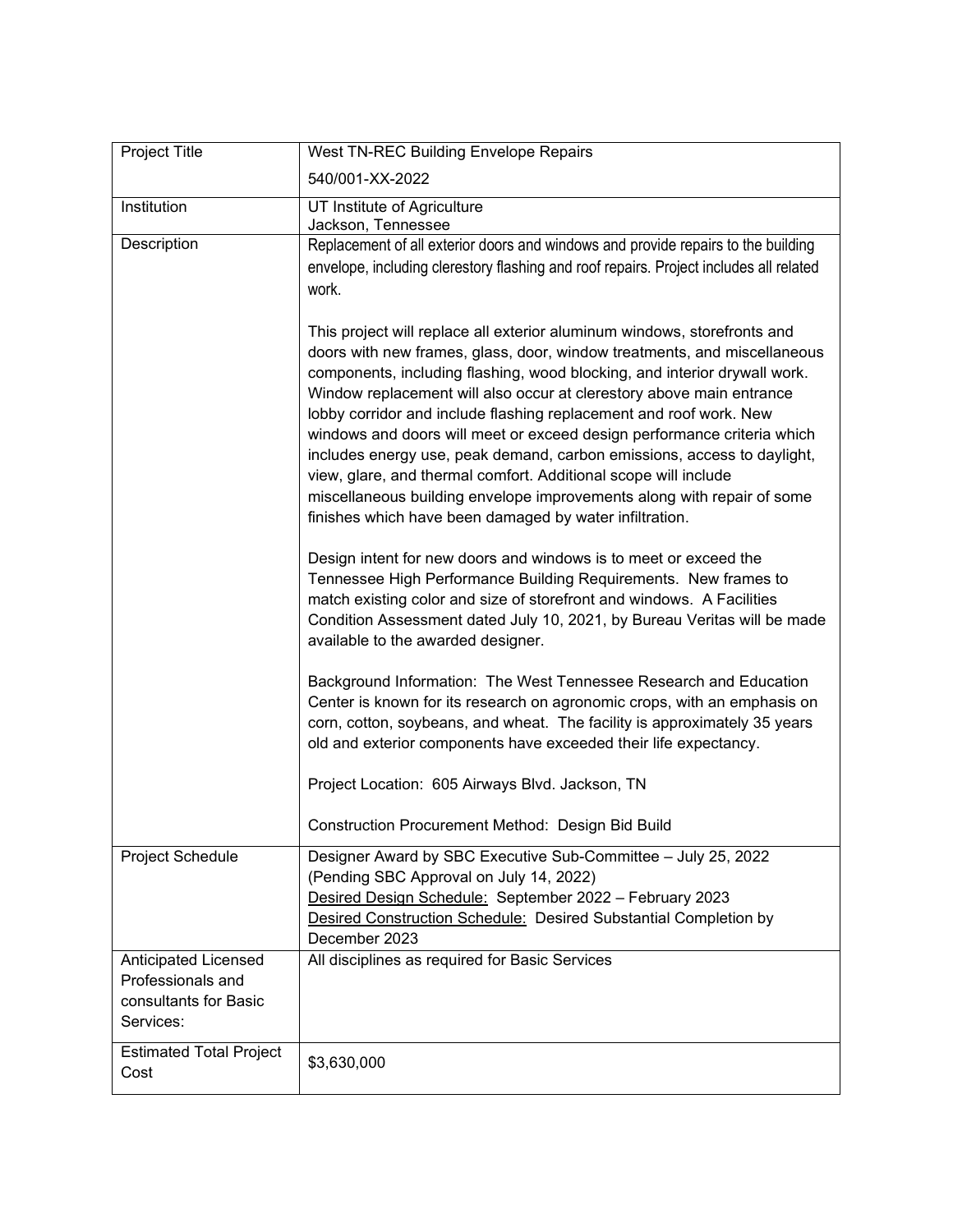| Project Title | West TN-REC Building Envelope Repairs<br><br>540/001-XX-2022 |
|---|---|
| Institution | UT Institute of Agriculture<br>Jackson, Tennessee |
| Description | Replacement of all exterior doors and windows and provide repairs to the building envelope, including clerestory flashing and roof repairs. Project includes all related work.<br><br>This project will replace all exterior aluminum windows, storefronts and doors with new frames, glass, door, window treatments, and miscellaneous components, including flashing, wood blocking, and interior drywall work. Window replacement will also occur at clerestory above main entrance lobby corridor and include flashing replacement and roof work. New windows and doors will meet or exceed design performance criteria which includes energy use, peak demand, carbon emissions, access to daylight, view, glare, and thermal comfort. Additional scope will include miscellaneous building envelope improvements along with repair of some finishes which have been damaged by water infiltration.<br><br>Design intent for new doors and windows is to meet or exceed the Tennessee High Performance Building Requirements. New frames to match existing color and size of storefront and windows. A Facilities Condition Assessment dated July 10, 2021, by Bureau Veritas will be made available to the awarded designer.<br><br>Background Information: The West Tennessee Research and Education Center is known for its research on agronomic crops, with an emphasis on corn, cotton, soybeans, and wheat. The facility is approximately 35 years old and exterior components have exceeded their life expectancy.<br><br>Project Location: 605 Airways Blvd. Jackson, TN<br><br>Construction Procurement Method: Design Bid Build |
| Project Schedule | Designer Award by SBC Executive Sub-Committee – July 25, 2022 (Pending SBC Approval on July 14, 2022)<br><u>Desired Design Schedule:</u> September 2022 – February 2023<br><u>Desired Construction Schedule:</u> Desired Substantial Completion by December 2023 |
| Anticipated Licensed Professionals and consultants for Basic Services: | All disciplines as required for Basic Services |
| Estimated Total Project Cost | $3,630,000 |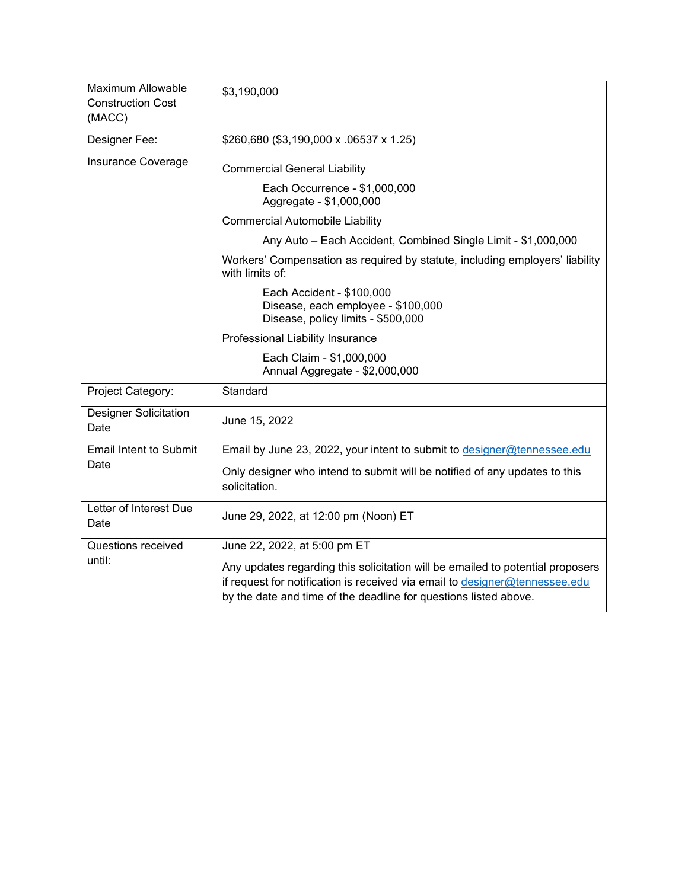| | |
|---|---|
| Maximum Allowable Construction Cost (MACC) | $3,190,000 |
| Designer Fee: | $260,680 ($3,190,000 x .06537 x 1.25) |
| Insurance Coverage | Commercial General Liability<br>Each Occurrence - $1,000,000<br>Aggregate - $1,000,000<br>Commercial Automobile Liability<br>Any Auto – Each Accident, Combined Single Limit - $1,000,000<br>Workers' Compensation as required by statute, including employers' liability with limits of:<br>Each Accident - $100,000<br>Disease, each employee - $100,000<br>Disease, policy limits - $500,000<br>Professional Liability Insurance<br>Each Claim - $1,000,000<br>Annual Aggregate - $2,000,000 |
| Project Category: | Standard |
| Designer Solicitation Date | June 15, 2022 |
| Email Intent to Submit Date | Email by June 23, 2022, your intent to submit to designer@tennessee.edu<br>Only designer who intend to submit will be notified of any updates to this solicitation. |
| Letter of Interest Due Date | June 29, 2022, at 12:00 pm (Noon) ET |
| Questions received until: | June 22, 2022, at 5:00 pm ET<br>Any updates regarding this solicitation will be emailed to potential proposers if request for notification is received via email to designer@tennessee.edu by the date and time of the deadline for questions listed above. |